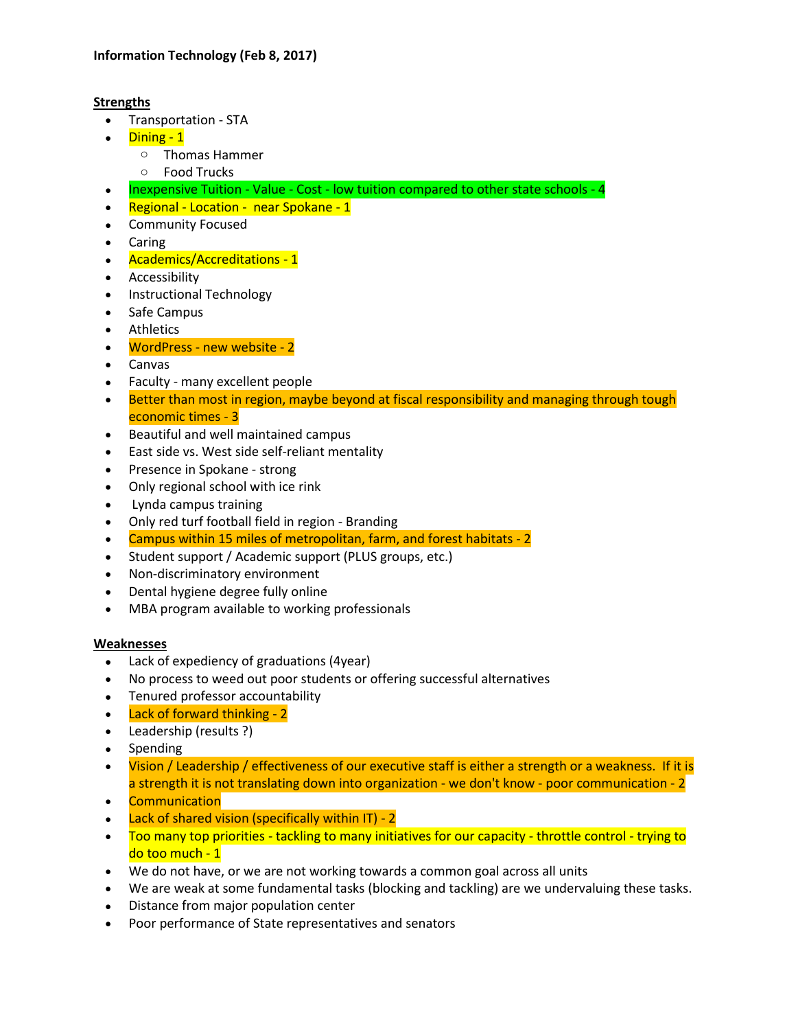**Information Technology (Feb 8, 2017)**

**Strengths**

- Transportation - STA
- Dining - 1
  - Thomas Hammer
  - Food Trucks
- Inexpensive Tuition - Value - Cost - low tuition compared to other state schools - 4
- Regional - Location - near Spokane - 1
- Community Focused
- Caring
- Academics/Accreditations - 1
- Accessibility
- Instructional Technology
- Safe Campus
- Athletics
- WordPress - new website - 2
- Canvas
- Faculty - many excellent people
- Better than most in region, maybe beyond at fiscal responsibility and managing through tough economic times - 3
- Beautiful and well maintained campus
- East side vs. West side self-reliant mentality
- Presence in Spokane - strong
- Only regional school with ice rink
- Lynda campus training
- Only red turf football field in region - Branding
- Campus within 15 miles of metropolitan, farm, and forest habitats - 2
- Student support / Academic support (PLUS groups, etc.)
- Non-discriminatory environment
- Dental hygiene degree fully online
- MBA program available to working professionals

**Weaknesses**

- Lack of expediency of graduations (4year)
- No process to weed out poor students or offering successful alternatives
- Tenured professor accountability
- Lack of forward thinking - 2
- Leadership (results ?)
- Spending
- Vision / Leadership / effectiveness of our executive staff is either a strength or a weakness. If it is a strength it is not translating down into organization - we don't know - poor communication - 2
- Communication
- Lack of shared vision (specifically within IT) - 2
- Too many top priorities - tackling to many initiatives for our capacity - throttle control - trying to do too much - 1
- We do not have, or we are not working towards a common goal across all units
- We are weak at some fundamental tasks (blocking and tackling) are we undervaluing these tasks.
- Distance from major population center
- Poor performance of State representatives and senators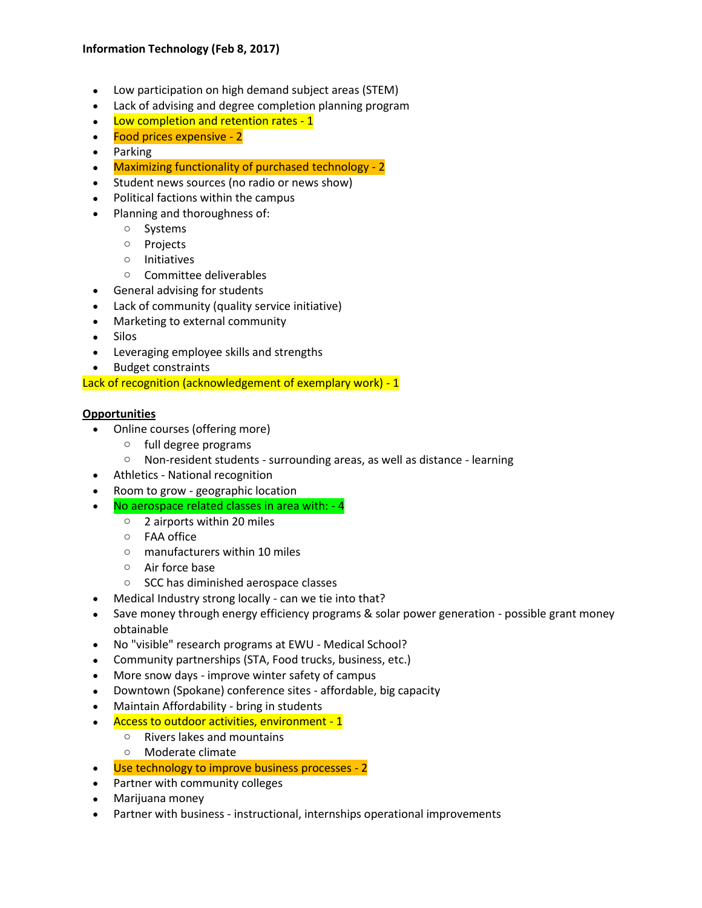**Information Technology (Feb 8, 2017)**

- Low participation on high demand subject areas (STEM)
- Lack of advising and degree completion planning program
- Low completion and retention rates - 1
- Food prices expensive - 2
- Parking
- Maximizing functionality of purchased technology - 2
- Student news sources (no radio or news show)
- Political factions within the campus
- Planning and thoroughness of:
  - Systems
  - Projects
  - Initiatives
  - Committee deliverables
- General advising for students
- Lack of community (quality service initiative)
- Marketing to external community
- Silos
- Leveraging employee skills and strengths
- Budget constraints

Lack of recognition (acknowledgement of exemplary work) - 1

**Opportunities**

- Online courses (offering more)
  - full degree programs
  - Non-resident students - surrounding areas, as well as distance - learning
- Athletics - National recognition
- Room to grow - geographic location
- No aerospace related classes in area with: - 4
  - 2 airports within 20 miles
  - FAA office
  - manufacturers within 10 miles
  - Air force base
  - SCC has diminished aerospace classes
- Medical Industry strong locally - can we tie into that?
- Save money through energy efficiency programs & solar power generation - possible grant money obtainable
- No "visible" research programs at EWU - Medical School?
- Community partnerships (STA, Food trucks, business, etc.)
- More snow days - improve winter safety of campus
- Downtown (Spokane) conference sites - affordable, big capacity
- Maintain Affordability - bring in students
- Access to outdoor activities, environment - 1
  - Rivers lakes and mountains
  - Moderate climate
- Use technology to improve business processes - 2
- Partner with community colleges
- Marijuana money
- Partner with business - instructional, internships operational improvements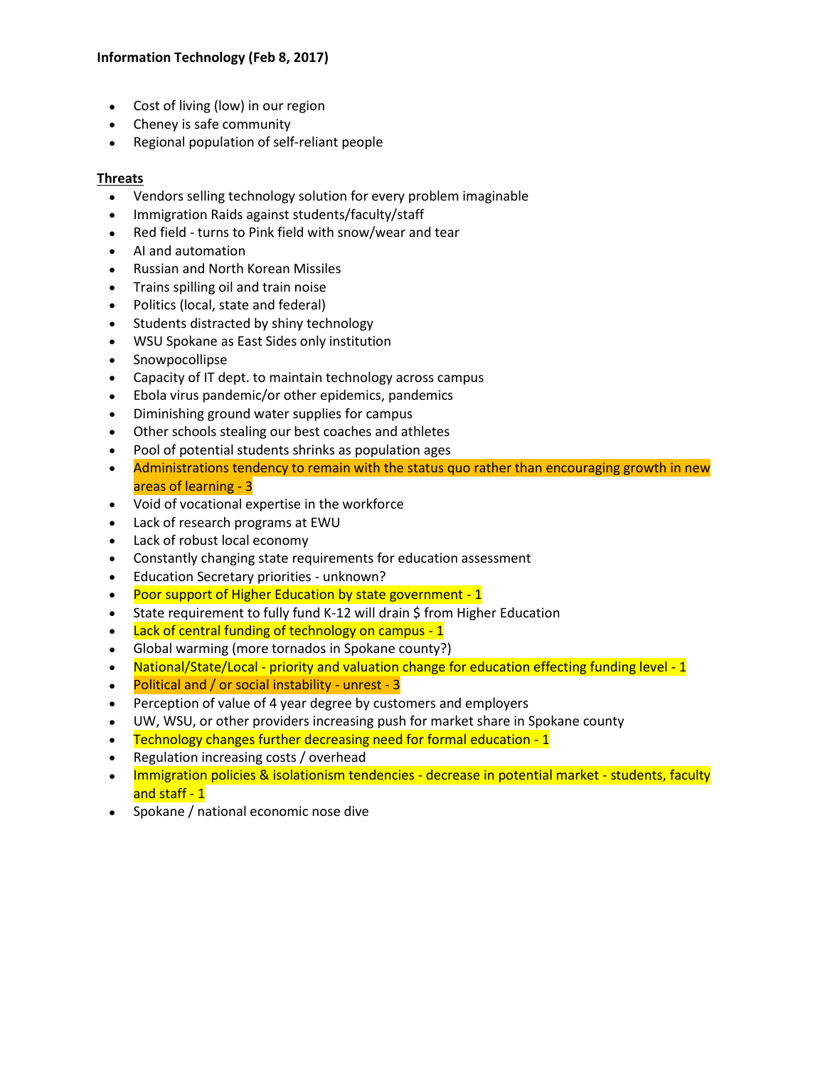**Information Technology (Feb 8, 2017)**

- Cost of living (low) in our region
- Cheney is safe community
- Regional population of self-reliant people

**Threats**

- Vendors selling technology solution for every problem imaginable
- Immigration Raids against students/faculty/staff
- Red field - turns to Pink field with snow/wear and tear
- AI and automation
- Russian and North Korean Missiles
- Trains spilling oil and train noise
- Politics (local, state and federal)
- Students distracted by shiny technology
- WSU Spokane as East Sides only institution
- Snowpocollipse
- Capacity of IT dept. to maintain technology across campus
- Ebola virus pandemic/or other epidemics, pandemics
- Diminishing ground water supplies for campus
- Other schools stealing our best coaches and athletes
- Pool of potential students shrinks as population ages
- Administrations tendency to remain with the status quo rather than encouraging growth in new areas of learning - 3
- Void of vocational expertise in the workforce
- Lack of research programs at EWU
- Lack of robust local economy
- Constantly changing state requirements for education assessment
- Education Secretary priorities - unknown?
- Poor support of Higher Education by state government - 1
- State requirement to fully fund K-12 will drain $ from Higher Education
- Lack of central funding of technology on campus - 1
- Global warming (more tornados in Spokane county?)
- National/State/Local - priority and valuation change for education effecting funding level - 1
- Political and / or social instability - unrest - 3
- Perception of value of 4 year degree by customers and employers
- UW, WSU, or other providers increasing push for market share in Spokane county
- Technology changes further decreasing need for formal education - 1
- Regulation increasing costs / overhead
- Immigration policies & isolationism tendencies - decrease in potential market - students, faculty and staff - 1
- Spokane / national economic nose dive